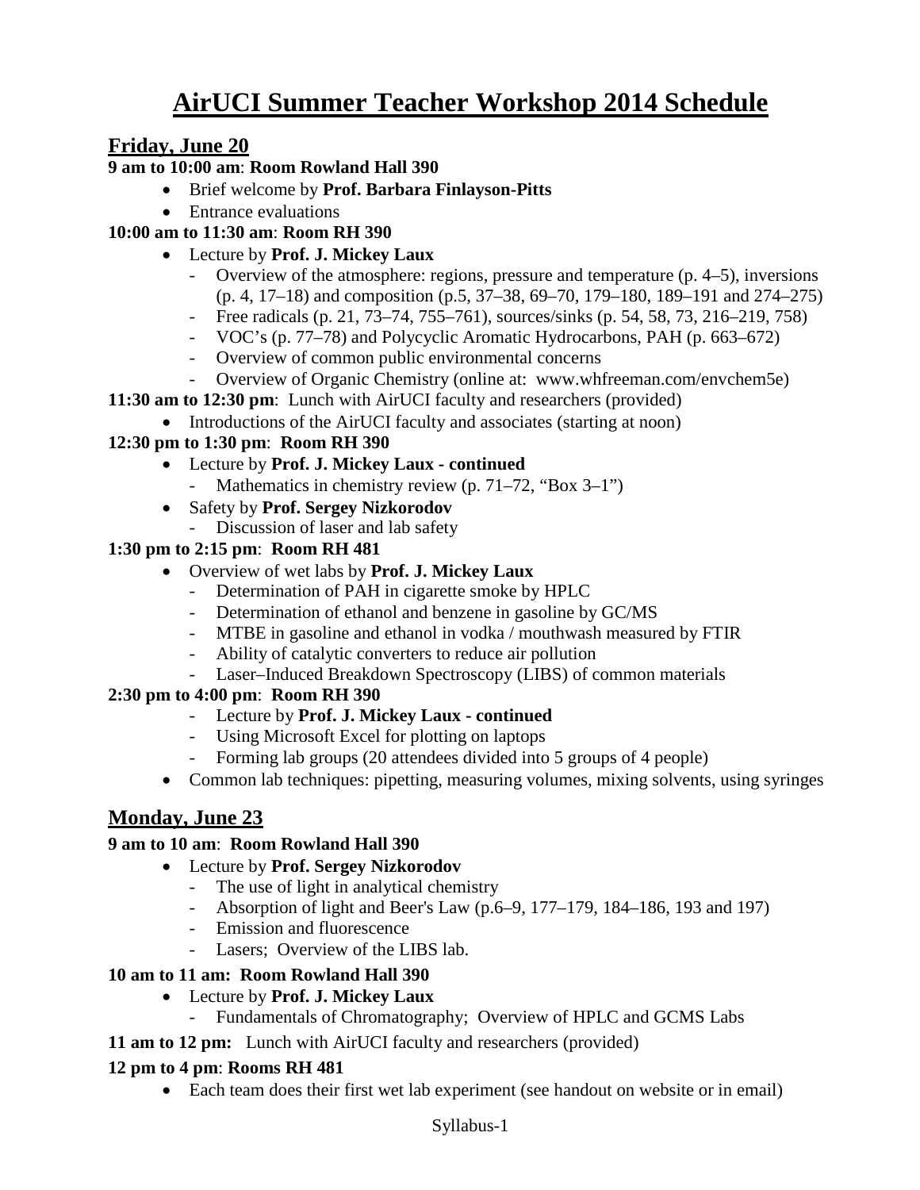# AirUCI Summer Teacher Workshop 2014 Schedule

## Friday, June 20

**9 am to 10:00 am**: **Room Rowland Hall 390**

- Brief welcome by **Prof. Barbara Finlayson-Pitts**
- Entrance evaluations

**10:00 am to 11:30 am**: **Room RH 390**

- Lecture by **Prof. J. Mickey Laux**
  - Overview of the atmosphere: regions, pressure and temperature (p. 4–5), inversions (p. 4, 17–18) and composition (p.5, 37–38, 69–70, 179–180, 189–191 and 274–275)
  - Free radicals (p. 21, 73–74, 755–761), sources/sinks (p. 54, 58, 73, 216–219, 758)
  - VOC's (p. 77–78) and Polycyclic Aromatic Hydrocarbons, PAH (p. 663–672)
  - Overview of common public environmental concerns
  - Overview of Organic Chemistry (online at: www.whfreeman.com/envchem5e)

**11:30 am to 12:30 pm**: Lunch with AirUCI faculty and researchers (provided)

- Introductions of the AirUCI faculty and associates (starting at noon)

**12:30 pm to 1:30 pm**: **Room RH 390**

- Lecture by **Prof. J. Mickey Laux - continued**
  - Mathematics in chemistry review (p. 71–72, "Box 3–1")
- Safety by **Prof. Sergey Nizkorodov**
  - Discussion of laser and lab safety

**1:30 pm to 2:15 pm**: **Room RH 481**

- Overview of wet labs by **Prof. J. Mickey Laux**
  - Determination of PAH in cigarette smoke by HPLC
  - Determination of ethanol and benzene in gasoline by GC/MS
  - MTBE in gasoline and ethanol in vodka / mouthwash measured by FTIR
  - Ability of catalytic converters to reduce air pollution
  - Laser–Induced Breakdown Spectroscopy (LIBS) of common materials

**2:30 pm to 4:00 pm**: **Room RH 390**

- Lecture by **Prof. J. Mickey Laux - continued**
- Using Microsoft Excel for plotting on laptops
- Forming lab groups (20 attendees divided into 5 groups of 4 people)

- Common lab techniques: pipetting, measuring volumes, mixing solvents, using syringes

## Monday, June 23

**9 am to 10 am**: **Room Rowland Hall 390**

- Lecture by **Prof. Sergey Nizkorodov**
  - The use of light in analytical chemistry
  - Absorption of light and Beer's Law (p.6–9, 177–179, 184–186, 193 and 197)
  - Emission and fluorescence
  - Lasers; Overview of the LIBS lab.

**10 am to 11 am: Room Rowland Hall 390**

- Lecture by **Prof. J. Mickey Laux**
  - Fundamentals of Chromatography; Overview of HPLC and GCMS Labs

**11 am to 12 pm:** Lunch with AirUCI faculty and researchers (provided)

**12 pm to 4 pm**: **Rooms RH 481**

- Each team does their first wet lab experiment (see handout on website or in email)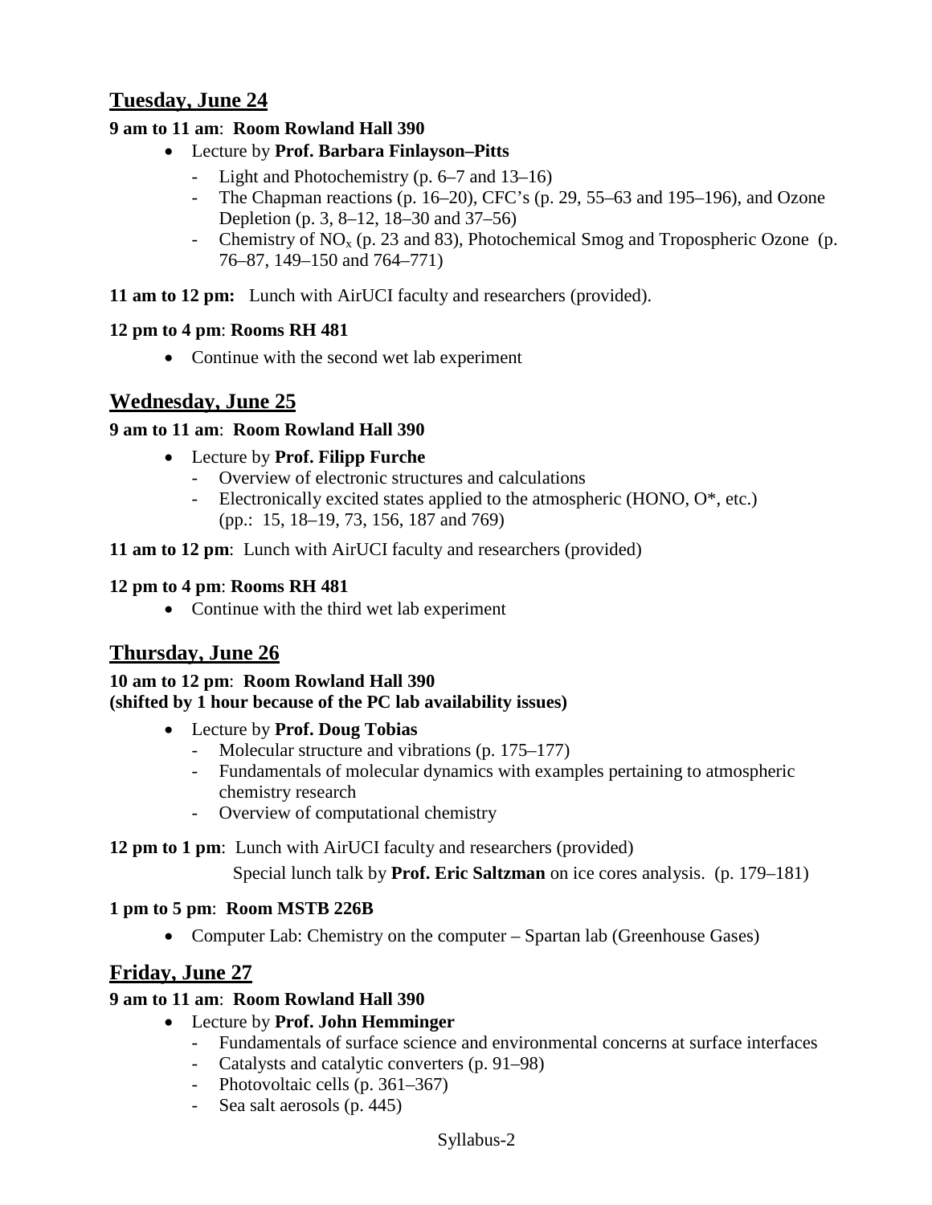## Tuesday, June 24

**9 am to 11 am**: **Room Rowland Hall 390**

- Lecture by **Prof. Barbara Finlayson–Pitts**
  - Light and Photochemistry (p. 6–7 and 13–16)
  - The Chapman reactions (p. 16–20), CFC's (p. 29, 55–63 and 195–196), and Ozone Depletion (p. 3, 8–12, 18–30 and 37–56)
  - Chemistry of $NO_x$ (p. 23 and 83), Photochemical Smog and Tropospheric Ozone (p. 76–87, 149–150 and 764–771)

**11 am to 12 pm:** Lunch with AirUCI faculty and researchers (provided).

**12 pm to 4 pm**: **Rooms RH 481**

- Continue with the second wet lab experiment

## Wednesday, June 25

**9 am to 11 am**: **Room Rowland Hall 390**

- Lecture by **Prof. Filipp Furche**
  - Overview of electronic structures and calculations
  - Electronically excited states applied to the atmospheric (HONO, O*, etc.) (pp.: 15, 18–19, 73, 156, 187 and 769)

**11 am to 12 pm**: Lunch with AirUCI faculty and researchers (provided)

**12 pm to 4 pm**: **Rooms RH 481**

- Continue with the third wet lab experiment

## Thursday, June 26

**10 am to 12 pm**: **Room Rowland Hall 390**
**(shifted by 1 hour because of the PC lab availability issues)**

- Lecture by **Prof. Doug Tobias**
  - Molecular structure and vibrations (p. 175–177)
  - Fundamentals of molecular dynamics with examples pertaining to atmospheric chemistry research
  - Overview of computational chemistry

**12 pm to 1 pm**: Lunch with AirUCI faculty and researchers (provided)
Special lunch talk by **Prof. Eric Saltzman** on ice cores analysis. (p. 179–181)

**1 pm to 5 pm**: **Room MSTB 226B**

- Computer Lab: Chemistry on the computer – Spartan lab (Greenhouse Gases)

## Friday, June 27

**9 am to 11 am**: **Room Rowland Hall 390**

- Lecture by **Prof. John Hemminger**
  - Fundamentals of surface science and environmental concerns at surface interfaces
  - Catalysts and catalytic converters (p. 91–98)
  - Photovoltaic cells (p. 361–367)
  - Sea salt aerosols (p. 445)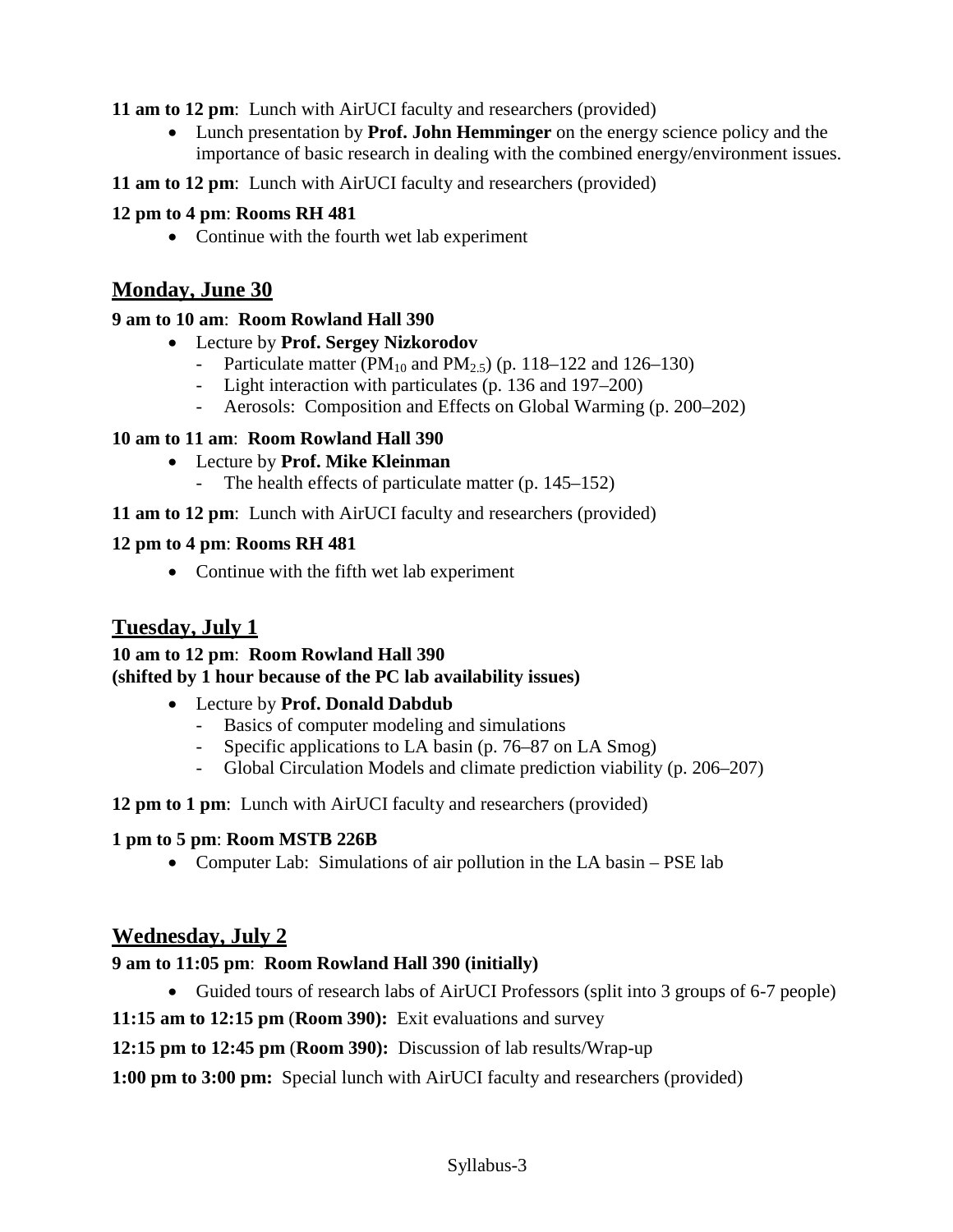**11 am to 12 pm**: Lunch with AirUCI faculty and researchers (provided)

- Lunch presentation by **Prof. John Hemminger** on the energy science policy and the importance of basic research in dealing with the combined energy/environment issues.

**11 am to 12 pm**: Lunch with AirUCI faculty and researchers (provided)

**12 pm to 4 pm**: **Rooms RH 481**

- Continue with the fourth wet lab experiment

## Monday, June 30

**9 am to 10 am**: **Room Rowland Hall 390**

- Lecture by **Prof. Sergey Nizkorodov**
  - Particulate matter ($PM_{10}$ and $PM_{2.5}$) (p. 118–122 and 126–130)
  - Light interaction with particulates (p. 136 and 197–200)
  - Aerosols: Composition and Effects on Global Warming (p. 200–202)

**10 am to 11 am**: **Room Rowland Hall 390**

- Lecture by **Prof. Mike Kleinman**
  - The health effects of particulate matter (p. 145–152)

**11 am to 12 pm**: Lunch with AirUCI faculty and researchers (provided)

**12 pm to 4 pm**: **Rooms RH 481**

- Continue with the fifth wet lab experiment

## Tuesday, July 1

**10 am to 12 pm**: **Room Rowland Hall 390**
**(shifted by 1 hour because of the PC lab availability issues)**

- Lecture by **Prof. Donald Dabdub**
  - Basics of computer modeling and simulations
  - Specific applications to LA basin (p. 76–87 on LA Smog)
  - Global Circulation Models and climate prediction viability (p. 206–207)

**12 pm to 1 pm**: Lunch with AirUCI faculty and researchers (provided)

**1 pm to 5 pm**: **Room MSTB 226B**

- Computer Lab: Simulations of air pollution in the LA basin – PSE lab

## Wednesday, July 2

**9 am to 11:05 pm**: **Room Rowland Hall 390 (initially)**

- Guided tours of research labs of AirUCI Professors (split into 3 groups of 6-7 people)

**11:15 am to 12:15 pm** (**Room 390):** Exit evaluations and survey

**12:15 pm to 12:45 pm** (**Room 390):** Discussion of lab results/Wrap-up

**1:00 pm to 3:00 pm:** Special lunch with AirUCI faculty and researchers (provided)